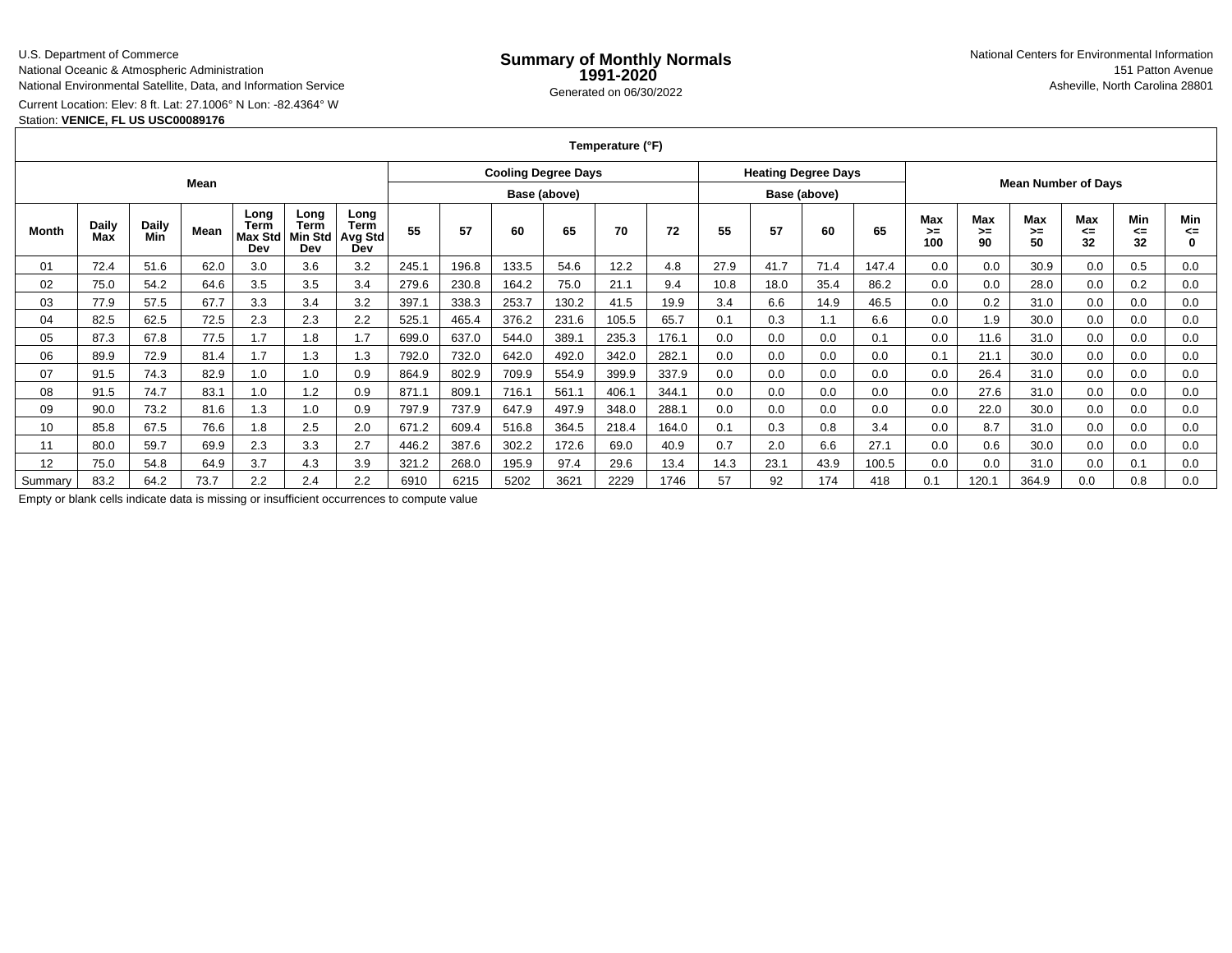U.S. Department of Commerce
National Oceanic & Atmospheric Administration
National Environmental Satellite, Data, and Information Service

Current Location: Elev: 8 ft. Lat: 27.1006° N Lon: -82.4364° W
Station: **VENICE, FL US USC00089176**

# Summary of Monthly Normals 1991-2020

Generated on 06/30/2022

National Centers for Environmental Information
151 Patton Avenue
Asheville, North Carolina 28801

| Temperature (°F) | | | | | | | | | | | | | | | | | | | | | | | |
|---|---|---|---|---|---|---|---|---|---|---|---|---|---|---|---|---|---|---|---|---|---|---|---|
| Mean | | | | | | | Cooling Degree Days Base (above) | | | | | | Heating Degree Days Base (above) | | | | Mean Number of Days | | | | | | |
| Month | Daily Max | Daily Min | Mean | Long Term Max Std Dev | Long Term Min Std Dev | Long Term Avg Std Dev | 55 | 57 | 60 | 65 | 70 | 72 | 55 | 57 | 60 | 65 | Max >= 100 | Max >= 90 | Max >= 50 | Max <= 32 | Min <= 32 | Min <= 0 |
| 01 | 72.4 | 51.6 | 62.0 | 3.0 | 3.6 | 3.2 | 245.1 | 196.8 | 133.5 | 54.6 | 12.2 | 4.8 | 27.9 | 41.7 | 71.4 | 147.4 | 0.0 | 0.0 | 30.9 | 0.0 | 0.5 | 0.0 |
| 02 | 75.0 | 54.2 | 64.6 | 3.5 | 3.5 | 3.4 | 279.6 | 230.8 | 164.2 | 75.0 | 21.1 | 9.4 | 10.8 | 18.0 | 35.4 | 86.2 | 0.0 | 0.0 | 28.0 | 0.0 | 0.2 | 0.0 |
| 03 | 77.9 | 57.5 | 67.7 | 3.3 | 3.4 | 3.2 | 397.1 | 338.3 | 253.7 | 130.2 | 41.5 | 19.9 | 3.4 | 6.6 | 14.9 | 46.5 | 0.0 | 0.2 | 31.0 | 0.0 | 0.0 | 0.0 |
| 04 | 82.5 | 62.5 | 72.5 | 2.3 | 2.3 | 2.2 | 525.1 | 465.4 | 376.2 | 231.6 | 105.5 | 65.7 | 0.1 | 0.3 | 1.1 | 6.6 | 0.0 | 1.9 | 30.0 | 0.0 | 0.0 | 0.0 |
| 05 | 87.3 | 67.8 | 77.5 | 1.7 | 1.8 | 1.7 | 699.0 | 637.0 | 544.0 | 389.1 | 235.3 | 176.1 | 0.0 | 0.0 | 0.0 | 0.1 | 0.0 | 11.6 | 31.0 | 0.0 | 0.0 | 0.0 |
| 06 | 89.9 | 72.9 | 81.4 | 1.7 | 1.3 | 1.3 | 792.0 | 732.0 | 642.0 | 492.0 | 342.0 | 282.1 | 0.0 | 0.0 | 0.0 | 0.0 | 0.1 | 21.1 | 30.0 | 0.0 | 0.0 | 0.0 |
| 07 | 91.5 | 74.3 | 82.9 | 1.0 | 1.0 | 0.9 | 864.9 | 802.9 | 709.9 | 554.9 | 399.9 | 337.9 | 0.0 | 0.0 | 0.0 | 0.0 | 0.0 | 26.4 | 31.0 | 0.0 | 0.0 | 0.0 |
| 08 | 91.5 | 74.7 | 83.1 | 1.0 | 1.2 | 0.9 | 871.1 | 809.1 | 716.1 | 561.1 | 406.1 | 344.1 | 0.0 | 0.0 | 0.0 | 0.0 | 0.0 | 27.6 | 31.0 | 0.0 | 0.0 | 0.0 |
| 09 | 90.0 | 73.2 | 81.6 | 1.3 | 1.0 | 0.9 | 797.9 | 737.9 | 647.9 | 497.9 | 348.0 | 288.1 | 0.0 | 0.0 | 0.0 | 0.0 | 0.0 | 22.0 | 30.0 | 0.0 | 0.0 | 0.0 |
| 10 | 85.8 | 67.5 | 76.6 | 1.8 | 2.5 | 2.0 | 671.2 | 609.4 | 516.8 | 364.5 | 218.4 | 164.0 | 0.1 | 0.3 | 0.8 | 3.4 | 0.0 | 8.7 | 31.0 | 0.0 | 0.0 | 0.0 |
| 11 | 80.0 | 59.7 | 69.9 | 2.3 | 3.3 | 2.7 | 446.2 | 387.6 | 302.2 | 172.6 | 69.0 | 40.9 | 0.7 | 2.0 | 6.6 | 27.1 | 0.0 | 0.6 | 30.0 | 0.0 | 0.0 | 0.0 |
| 12 | 75.0 | 54.8 | 64.9 | 3.7 | 4.3 | 3.9 | 321.2 | 268.0 | 195.9 | 97.4 | 29.6 | 13.4 | 14.3 | 23.1 | 43.9 | 100.5 | 0.0 | 0.0 | 31.0 | 0.0 | 0.1 | 0.0 |
| Summary | 83.2 | 64.2 | 73.7 | 2.2 | 2.4 | 2.2 | 6910 | 6215 | 5202 | 3621 | 2229 | 1746 | 57 | 92 | 174 | 418 | 0.1 | 120.1 | 364.9 | 0.0 | 0.8 | 0.0 |

Empty or blank cells indicate data is missing or insufficient occurrences to compute value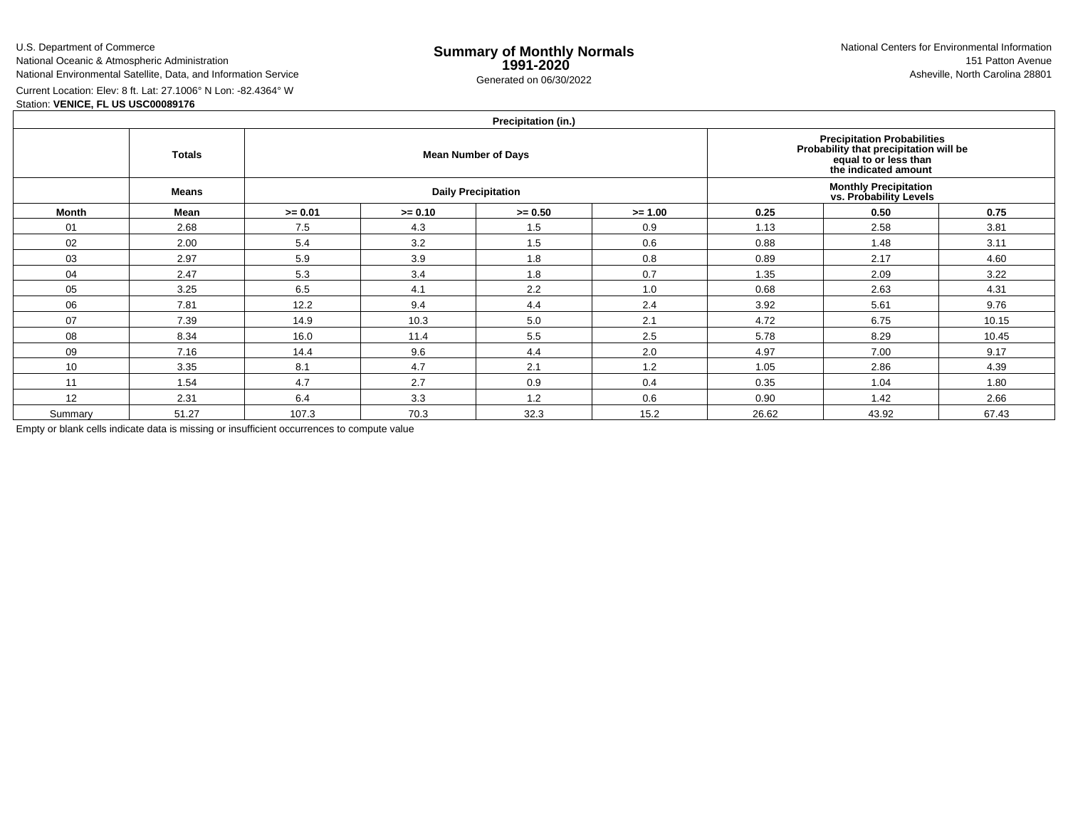U.S. Department of Commerce
National Oceanic & Atmospheric Administration
National Environmental Satellite, Data, and Information Service

# Summary of Monthly Normals 1991-2020

Generated on 06/30/2022

National Centers for Environmental Information
151 Patton Avenue
Asheville, North Carolina 28801

Current Location: Elev: 8 ft. Lat: 27.1006° N Lon: -82.4364° W
Station: **VENICE, FL US USC00089176**

| Precipitation (in.) | | | | | | | | |
|---|---|---|---|---|---|---|---|---|
| | **Totals** | **Mean Number of Days** | | | | **Precipitation Probabilities Probability that precipitation will be equal to or less than the indicated amount** | | |
| | **Means** | **Daily Precipitation** | | | | **Monthly Precipitation vs. Probability Levels** | | |
| **Month** | **Mean** | **>= 0.01** | **>= 0.10** | **>= 0.50** | **>= 1.00** | **0.25** | **0.50** | **0.75** |
| 01 | 2.68 | 7.5 | 4.3 | 1.5 | 0.9 | 1.13 | 2.58 | 3.81 |
| 02 | 2.00 | 5.4 | 3.2 | 1.5 | 0.6 | 0.88 | 1.48 | 3.11 |
| 03 | 2.97 | 5.9 | 3.9 | 1.8 | 0.8 | 0.89 | 2.17 | 4.60 |
| 04 | 2.47 | 5.3 | 3.4 | 1.8 | 0.7 | 1.35 | 2.09 | 3.22 |
| 05 | 3.25 | 6.5 | 4.1 | 2.2 | 1.0 | 0.68 | 2.63 | 4.31 |
| 06 | 7.81 | 12.2 | 9.4 | 4.4 | 2.4 | 3.92 | 5.61 | 9.76 |
| 07 | 7.39 | 14.9 | 10.3 | 5.0 | 2.1 | 4.72 | 6.75 | 10.15 |
| 08 | 8.34 | 16.0 | 11.4 | 5.5 | 2.5 | 5.78 | 8.29 | 10.45 |
| 09 | 7.16 | 14.4 | 9.6 | 4.4 | 2.0 | 4.97 | 7.00 | 9.17 |
| 10 | 3.35 | 8.1 | 4.7 | 2.1 | 1.2 | 1.05 | 2.86 | 4.39 |
| 11 | 1.54 | 4.7 | 2.7 | 0.9 | 0.4 | 0.35 | 1.04 | 1.80 |
| 12 | 2.31 | 6.4 | 3.3 | 1.2 | 0.6 | 0.90 | 1.42 | 2.66 |
| Summary | 51.27 | 107.3 | 70.3 | 32.3 | 15.2 | 26.62 | 43.92 | 67.43 |

Empty or blank cells indicate data is missing or insufficient occurrences to compute value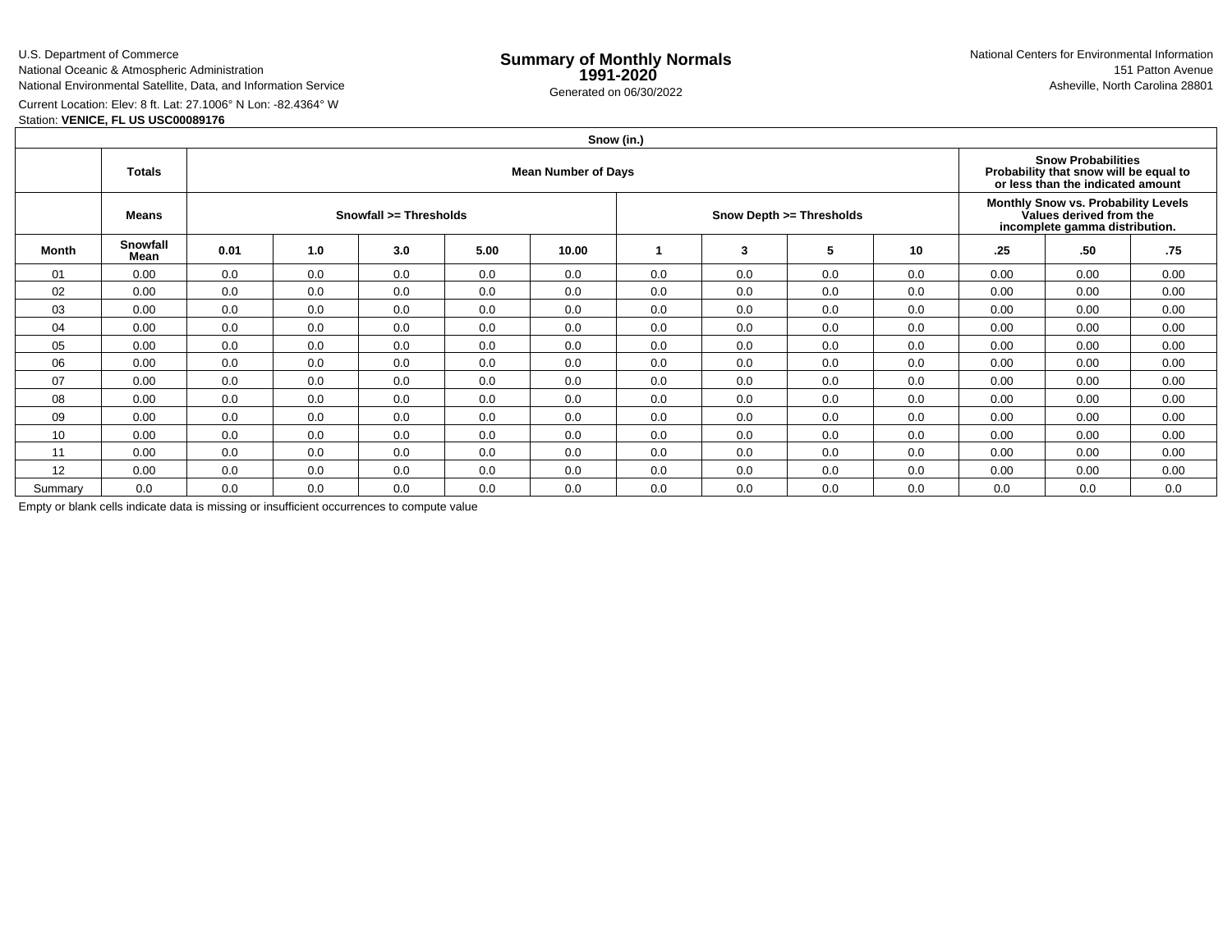U.S. Department of Commerce
National Oceanic & Atmospheric Administration
National Environmental Satellite, Data, and Information Service

# Summary of Monthly Normals 1991-2020

Generated on 06/30/2022

National Centers for Environmental Information
151 Patton Avenue
Asheville, North Carolina 28801

Current Location: Elev: 8 ft. Lat: 27.1006° N Lon: -82.4364° W
Station: **VENICE, FL US USC00089176**

| Snow (in.) | | | | | | | | | | | | | |
|---|---|---|---|---|---|---|---|---|---|---|---|---|---|
| | **Totals** | **Mean Number of Days** | | | | | | | | | **Snow Probabilities Probability that snow will be equal to or less than the indicated amount** | | |
| | **Means** | **Snowfall >= Thresholds** | | | | | **Snow Depth >= Thresholds** | | | | **Monthly Snow vs. Probability Levels Values derived from the incomplete gamma distribution.** | | |
| **Month** | **Snowfall Mean** | **0.01** | **1.0** | **3.0** | **5.00** | **10.00** | **1** | **3** | **5** | **10** | **.25** | **.50** | **.75** |
| 01 | 0.00 | 0.0 | 0.0 | 0.0 | 0.0 | 0.0 | 0.0 | 0.0 | 0.0 | 0.0 | 0.00 | 0.00 | 0.00 |
| 02 | 0.00 | 0.0 | 0.0 | 0.0 | 0.0 | 0.0 | 0.0 | 0.0 | 0.0 | 0.0 | 0.00 | 0.00 | 0.00 |
| 03 | 0.00 | 0.0 | 0.0 | 0.0 | 0.0 | 0.0 | 0.0 | 0.0 | 0.0 | 0.0 | 0.00 | 0.00 | 0.00 |
| 04 | 0.00 | 0.0 | 0.0 | 0.0 | 0.0 | 0.0 | 0.0 | 0.0 | 0.0 | 0.0 | 0.00 | 0.00 | 0.00 |
| 05 | 0.00 | 0.0 | 0.0 | 0.0 | 0.0 | 0.0 | 0.0 | 0.0 | 0.0 | 0.0 | 0.00 | 0.00 | 0.00 |
| 06 | 0.00 | 0.0 | 0.0 | 0.0 | 0.0 | 0.0 | 0.0 | 0.0 | 0.0 | 0.0 | 0.00 | 0.00 | 0.00 |
| 07 | 0.00 | 0.0 | 0.0 | 0.0 | 0.0 | 0.0 | 0.0 | 0.0 | 0.0 | 0.0 | 0.00 | 0.00 | 0.00 |
| 08 | 0.00 | 0.0 | 0.0 | 0.0 | 0.0 | 0.0 | 0.0 | 0.0 | 0.0 | 0.0 | 0.00 | 0.00 | 0.00 |
| 09 | 0.00 | 0.0 | 0.0 | 0.0 | 0.0 | 0.0 | 0.0 | 0.0 | 0.0 | 0.0 | 0.00 | 0.00 | 0.00 |
| 10 | 0.00 | 0.0 | 0.0 | 0.0 | 0.0 | 0.0 | 0.0 | 0.0 | 0.0 | 0.0 | 0.00 | 0.00 | 0.00 |
| 11 | 0.00 | 0.0 | 0.0 | 0.0 | 0.0 | 0.0 | 0.0 | 0.0 | 0.0 | 0.0 | 0.00 | 0.00 | 0.00 |
| 12 | 0.00 | 0.0 | 0.0 | 0.0 | 0.0 | 0.0 | 0.0 | 0.0 | 0.0 | 0.0 | 0.00 | 0.00 | 0.00 |
| Summary | 0.0 | 0.0 | 0.0 | 0.0 | 0.0 | 0.0 | 0.0 | 0.0 | 0.0 | 0.0 | 0.0 | 0.0 | 0.0 |

Empty or blank cells indicate data is missing or insufficient occurrences to compute value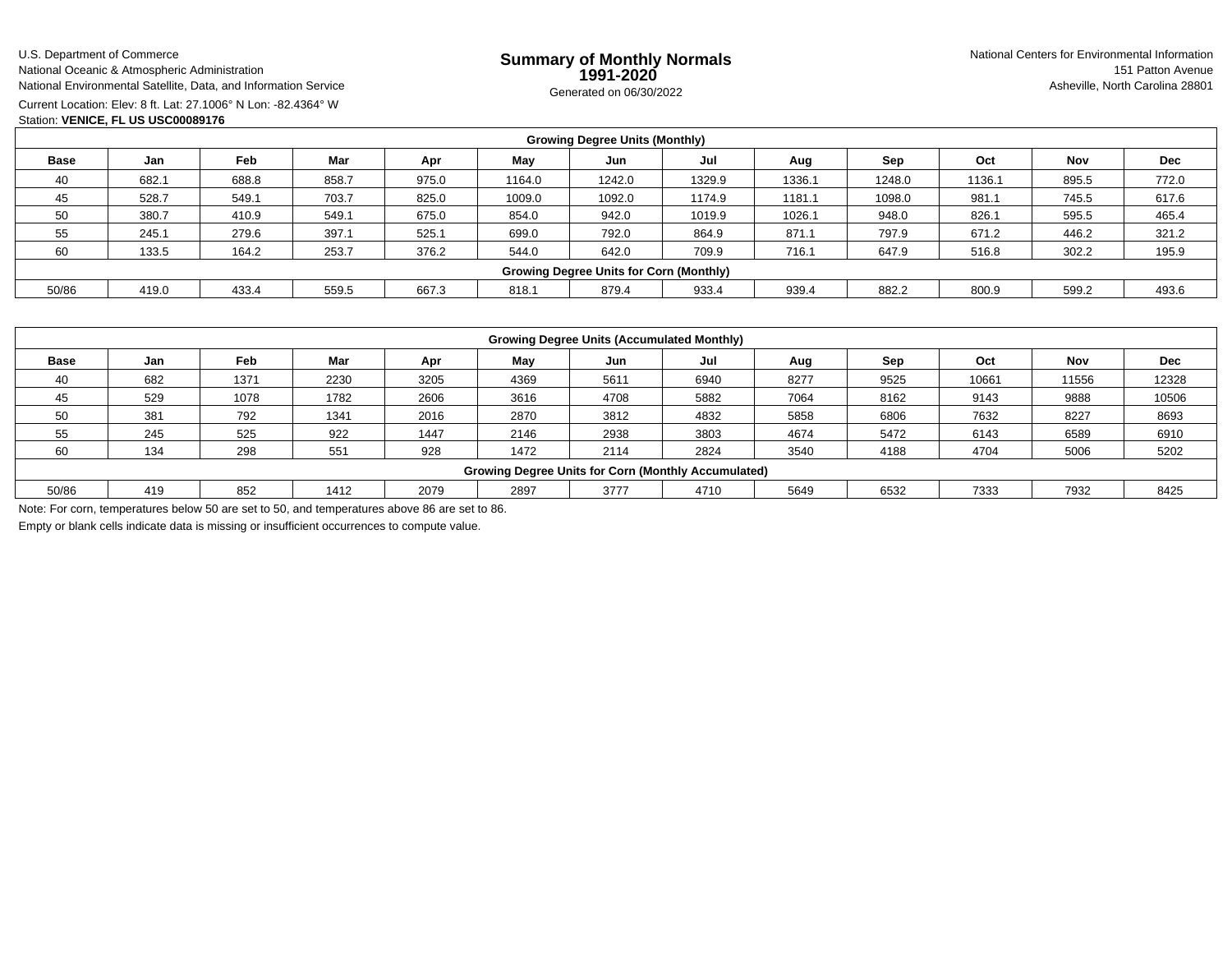U.S. Department of Commerce
National Oceanic & Atmospheric Administration
National Environmental Satellite, Data, and Information Service

# Summary of Monthly Normals 1991-2020

Generated on 06/30/2022

National Centers for Environmental Information
151 Patton Avenue
Asheville, North Carolina 28801

Current Location: Elev: 8 ft. Lat: 27.1006° N Lon: -82.4364° W
Station: **VENICE, FL US USC00089176**

| Growing Degree Units (Monthly) | | | | | | | | | | | | |
|---|---|---|---|---|---|---|---|---|---|---|---|---|
| **Base** | **Jan** | **Feb** | **Mar** | **Apr** | **May** | **Jun** | **Jul** | **Aug** | **Sep** | **Oct** | **Nov** | **Dec** |
| 40 | 682.1 | 688.8 | 858.7 | 975.0 | 1164.0 | 1242.0 | 1329.9 | 1336.1 | 1248.0 | 1136.1 | 895.5 | 772.0 |
| 45 | 528.7 | 549.1 | 703.7 | 825.0 | 1009.0 | 1092.0 | 1174.9 | 1181.1 | 1098.0 | 981.1 | 745.5 | 617.6 |
| 50 | 380.7 | 410.9 | 549.1 | 675.0 | 854.0 | 942.0 | 1019.9 | 1026.1 | 948.0 | 826.1 | 595.5 | 465.4 |
| 55 | 245.1 | 279.6 | 397.1 | 525.1 | 699.0 | 792.0 | 864.9 | 871.1 | 797.9 | 671.2 | 446.2 | 321.2 |
| 60 | 133.5 | 164.2 | 253.7 | 376.2 | 544.0 | 642.0 | 709.9 | 716.1 | 647.9 | 516.8 | 302.2 | 195.9 |
| **Growing Degree Units for Corn (Monthly)** | | | | | | | | | | | | |
| 50/86 | 419.0 | 433.4 | 559.5 | 667.3 | 818.1 | 879.4 | 933.4 | 939.4 | 882.2 | 800.9 | 599.2 | 493.6 |

| Growing Degree Units (Accumulated Monthly) | | | | | | | | | | | | |
|---|---|---|---|---|---|---|---|---|---|---|---|---|
| **Base** | **Jan** | **Feb** | **Mar** | **Apr** | **May** | **Jun** | **Jul** | **Aug** | **Sep** | **Oct** | **Nov** | **Dec** |
| 40 | 682 | 1371 | 2230 | 3205 | 4369 | 5611 | 6940 | 8277 | 9525 | 10661 | 11556 | 12328 |
| 45 | 529 | 1078 | 1782 | 2606 | 3616 | 4708 | 5882 | 7064 | 8162 | 9143 | 9888 | 10506 |
| 50 | 381 | 792 | 1341 | 2016 | 2870 | 3812 | 4832 | 5858 | 6806 | 7632 | 8227 | 8693 |
| 55 | 245 | 525 | 922 | 1447 | 2146 | 2938 | 3803 | 4674 | 5472 | 6143 | 6589 | 6910 |
| 60 | 134 | 298 | 551 | 928 | 1472 | 2114 | 2824 | 3540 | 4188 | 4704 | 5006 | 5202 |
| **Growing Degree Units for Corn (Monthly Accumulated)** | | | | | | | | | | | | |
| 50/86 | 419 | 852 | 1412 | 2079 | 2897 | 3777 | 4710 | 5649 | 6532 | 7333 | 7932 | 8425 |

Note: For corn, temperatures below 50 are set to 50, and temperatures above 86 are set to 86.

Empty or blank cells indicate data is missing or insufficient occurrences to compute value.